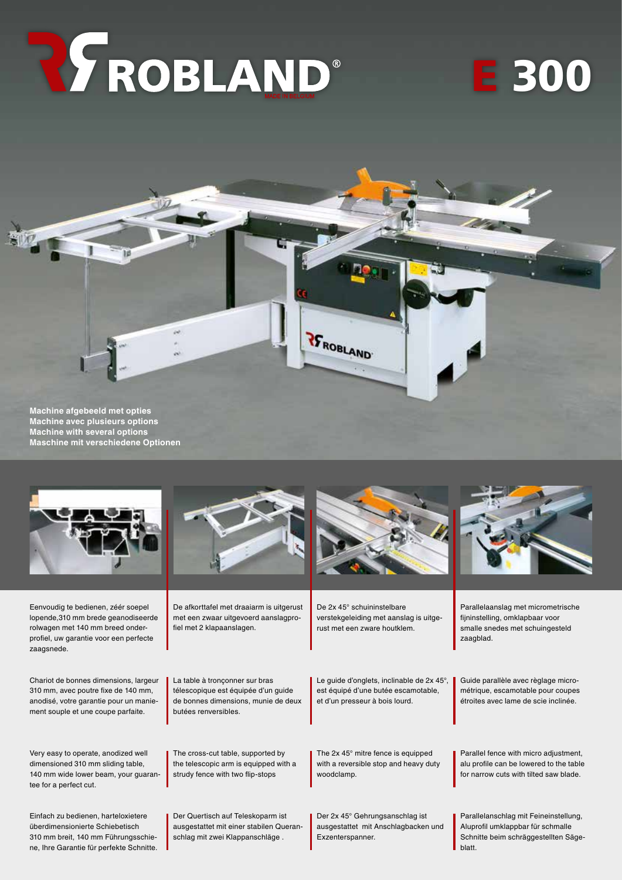# ROBLAND® E 300

MADE IN BELGIUM

**Machine afgebeeld met opties**
**Machine avec plusieurs options**
**Machine with several options**
**Maschine mit verschiedene Optionen**

Eenvoudig te bedienen, zéér soepel lopende,310 mm brede geanodiseerde rolwagen met 140 mm breed onderprofiel, uw garantie voor een perfecte zaagsnede.

Chariot de bonnes dimensions, largeur 310 mm, avec poutre fixe de 140 mm, anodisé, votre garantie pour un maniement souple et une coupe parfaite.

Very easy to operate, anodized well dimensioned 310 mm sliding table, 140 mm wide lower beam, your guarantee for a perfect cut.

Einfach zu bedienen, harteloxietere überdimensionierte Schiebetisch 310 mm breit, 140 mm Führungsschiene, Ihre Garantie für perfekte Schnitte.

De afkorttafel met draaiarm is uitgerust met een zwaar uitgevoerd aanslagprofiel met 2 klapaanslagen.

La table à tronçonner sur bras télescopique est équipée d'un guide de bonnes dimensions, munie de deux butées renversibles.

The cross-cut table, supported by the telescopic arm is equipped with a strudy fence with two flip-stops

Der Quertisch auf Teleskoparm ist ausgestattet mit einer stabilen Queranschlag mit zwei Klappanschläge .

De 2x 45° schuininstelbare verstekgeleiding met aanslag is uitgerust met een zware houtklem.

Le guide d'onglets, inclinable de 2x 45°, est équipé d'une butée escamotable, et d'un presseur à bois lourd.

The 2x 45° mitre fence is equipped with a reversible stop and heavy duty woodclamp.

Der 2x 45° Gehrungsanschlag ist ausgestattet mit Anschlagbacken und Exzenterspanner.

Parallelaanslag met micrometrische fijninstelling, omklapbaar voor smalle snedes met schuingesteld zaagblad.

Guide parallèle avec règlage micrométrique, escamotable pour coupes étroites avec lame de scie inclinée.

Parallel fence with micro adjustment, alu profile can be lowered to the table for narrow cuts with tilted saw blade.

Parallelanschlag mit Feineinstellung, Aluprofil umklappbar für schmalle Schnitte beim schräggestellten Sägeblatt.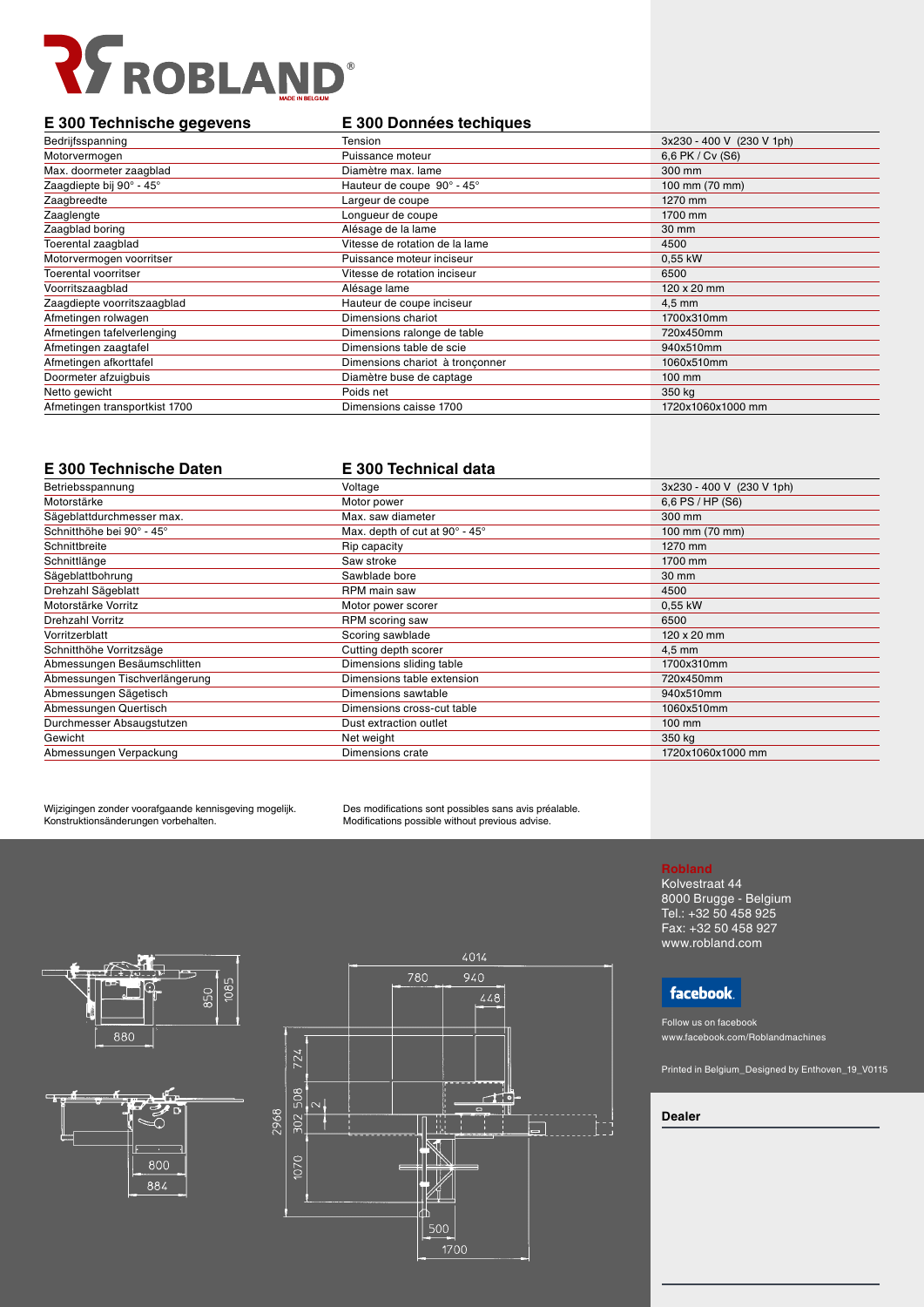# ROBLAND

MADE IN BELGIUM

| E 300 Technische gegevens | E 300 Données techiques | |
|---|---|---|
| Bedrijfsspanning | Tension | 3x230 - 400 V (230 V 1ph) |
| Motorvermogen | Puissance moteur | 6,6 PK / Cv (S6) |
| Max. doormeter zaagblad | Diamètre max. lame | 300 mm |
| Zaagdiepte bij 90° - 45° | Hauteur de coupe 90° - 45° | 100 mm (70 mm) |
| Zaagbreedte | Largeur de coupe | 1270 mm |
| Zaaglengte | Longueur de coupe | 1700 mm |
| Zaagblad boring | Alésage de la lame | 30 mm |
| Toerental zaagblad | Vitesse de rotation de la lame | 4500 |
| Motorvermogen voorritser | Puissance moteur inciseur | 0,55 kW |
| Toerental voorritser | Vitesse de rotation inciseur | 6500 |
| Voorritszaagblad | Alésage lame | 120 x 20 mm |
| Zaagdiepte voorritszaagblad | Hauteur de coupe inciseur | 4,5 mm |
| Afmetingen rolwagen | Dimensions chariot | 1700x310mm |
| Afmetingen tafelverlenging | Dimensions ralonge de table | 720x450mm |
| Afmetingen zaagtafel | Dimensions table de scie | 940x510mm |
| Afmetingen afkorttafel | Dimensions chariot à tronçonner | 1060x510mm |
| Doormeter afzuigbuis | Diamètre buse de captage | 100 mm |
| Netto gewicht | Poids net | 350 kg |
| Afmetingen transportkist 1700 | Dimensions caisse 1700 | 1720x1060x1000 mm |

| E 300 Technische Daten | E 300 Technical data | |
|---|---|---|
| Betriebsspannung | Voltage | 3x230 - 400 V (230 V 1ph) |
| Motorstärke | Motor power | 6,6 PS / HP (S6) |
| Sägeblattdurchmesser max. | Max. saw diameter | 300 mm |
| Schnitthöhe bei 90° - 45° | Max. depth of cut at 90° - 45° | 100 mm (70 mm) |
| Schnittbreite | Rip capacity | 1270 mm |
| Schnittlänge | Saw stroke | 1700 mm |
| Sägeblattbohrung | Sawblade bore | 30 mm |
| Drehzahl Sägeblatt | RPM main saw | 4500 |
| Motorstärke Vorritz | Motor power scorer | 0,55 kW |
| Drehzahl Vorritz | RPM scoring saw | 6500 |
| Vorritzerblatt | Scoring sawblade | 120 x 20 mm |
| Schnitthöhe Vorritzsäge | Cutting depth scorer | 4,5 mm |
| Abmessungen Besäumschlitten | Dimensions sliding table | 1700x310mm |
| Abmessungen Tischverlängerung | Dimensions table extension | 720x450mm |
| Abmessungen Sägetisch | Dimensions sawtable | 940x510mm |
| Abmessungen Quertisch | Dimensions cross-cut table | 1060x510mm |
| Durchmesser Absaugstutzen | Dust extraction outlet | 100 mm |
| Gewicht | Net weight | 350 kg |
| Abmessungen Verpackung | Dimensions crate | 1720x1060x1000 mm |

Wijzigingen zonder voorafgaande kennisgeving mogelijk.
Konstruktionsänderungen vorbehalten.

Des modifications sont possibles sans avis préalable.
Modifications possible without previous advise.

880
850
1085
800
884
4014
780
940
448
2968
724
508
302
2
1070
500
1700

**Robland**
Kolvestraat 44
8000 Brugge - Belgium
Tel.: +32 50 458 925
Fax: +32 50 458 927
www.robland.com

facebook

Follow us on facebook
www.facebook.com/Roblandmachines

Printed in Belgium_Designed by Enthoven_19_V0115

**Dealer**